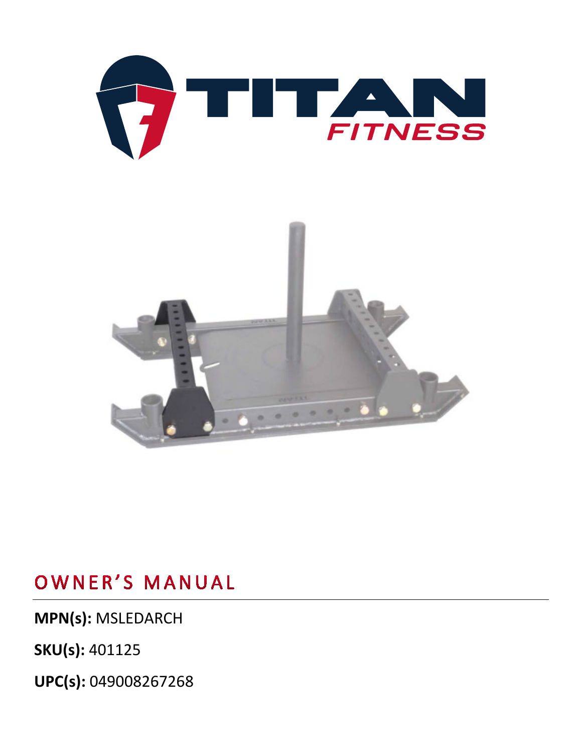# OWNER'S MANUAL

**MPN(s):** MSLEDARCH

**SKU(s):** 401125

**UPC(s):** 049008267268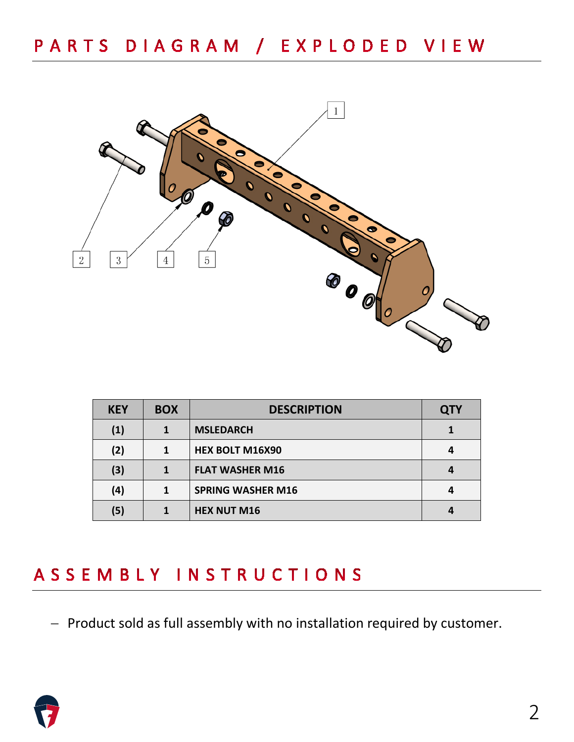## PARTS DIAGRAM / EXPLODED VIEW

| KEY | BOX | DESCRIPTION | QTY |
|---|---|---|---|
| (1) | 1 | MSLEDARCH | 1 |
| (2) | 1 | HEX BOLT M16X90 | 4 |
| (3) | 1 | FLAT WASHER M16 | 4 |
| (4) | 1 | SPRING WASHER M16 | 4 |
| (5) | 1 | HEX NUT M16 | 4 |

## ASSEMBLY INSTRUCTIONS

- Product sold as full assembly with no installation required by customer.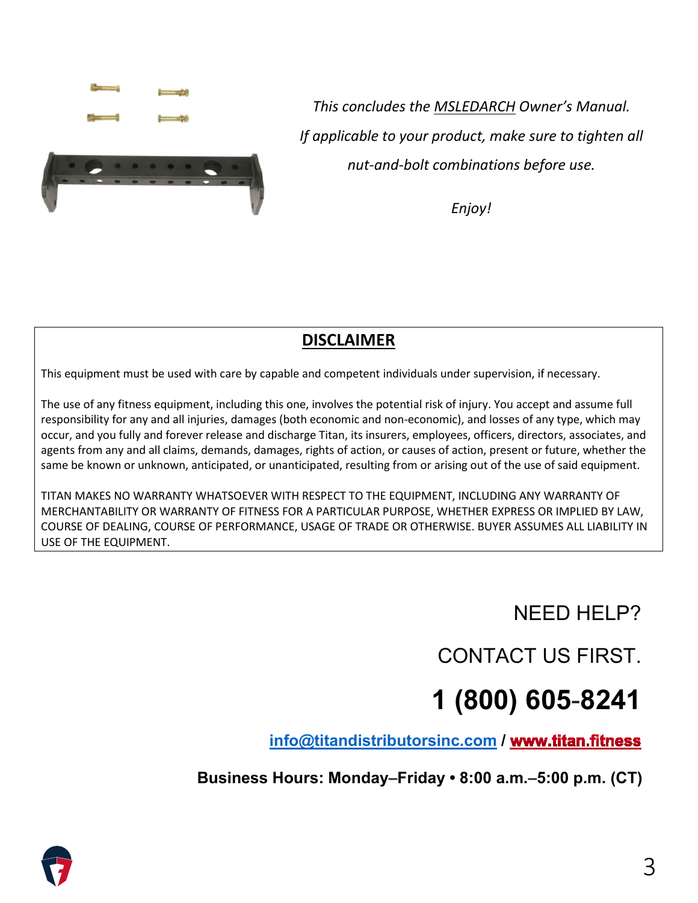*This concludes the MSLEDARCH Owner's Manual.*

*If applicable to your product, make sure to tighten all nut-and-bolt combinations before use.*

*Enjoy!*

## DISCLAIMER

This equipment must be used with care by capable and competent individuals under supervision, if necessary.

The use of any fitness equipment, including this one, involves the potential risk of injury. You accept and assume full responsibility for any and all injuries, damages (both economic and non-economic), and losses of any type, which may occur, and you fully and forever release and discharge Titan, its insurers, employees, officers, directors, associates, and agents from any and all claims, demands, damages, rights of action, or causes of action, present or future, whether the same be known or unknown, anticipated, or unanticipated, resulting from or arising out of the use of said equipment.

TITAN MAKES NO WARRANTY WHATSOEVER WITH RESPECT TO THE EQUIPMENT, INCLUDING ANY WARRANTY OF MERCHANTABILITY OR WARRANTY OF FITNESS FOR A PARTICULAR PURPOSE, WHETHER EXPRESS OR IMPLIED BY LAW, COURSE OF DEALING, COURSE OF PERFORMANCE, USAGE OF TRADE OR OTHERWISE. BUYER ASSUMES ALL LIABILITY IN USE OF THE EQUIPMENT.

NEED HELP?

CONTACT US FIRST.

**1 (800) 605-8241**

**info@titandistributorsinc.com / www.titan.fitness**

**Business Hours: Monday–Friday • 8:00 a.m.–5:00 p.m. (CT)**